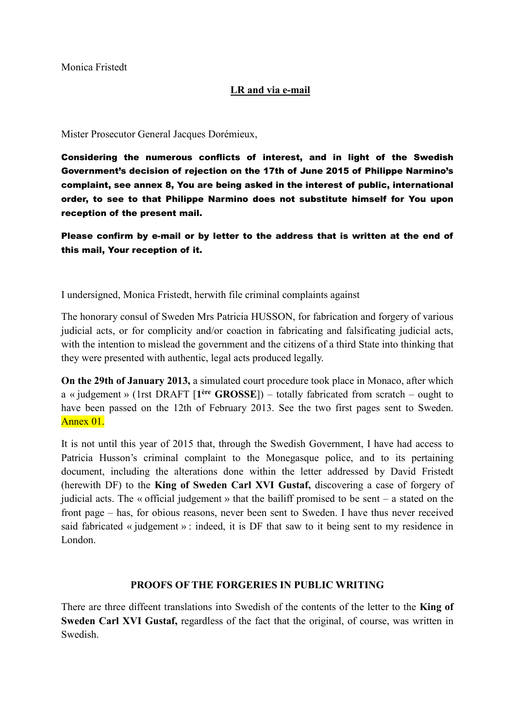Monica Fristedt

**LR and via e-mail**

Mister Prosecutor General Jacques Dorémieux,

**Considering the numerous conflicts of interest, and in light of the Swedish Government's decision of rejection on the 17th of June 2015 of Philippe Narmino's complaint, see annex 8, You are being asked in the interest of public, international order, to see to that Philippe Narmino does not substitute himself for You upon reception of the present mail.**

**Please confirm by e-mail or by letter to the address that is written at the end of this mail, Your reception of it.**

I undersigned, Monica Fristedt, herwith file criminal complaints against

The honorary consul of Sweden Mrs Patricia HUSSON, for fabrication and forgery of various judicial acts, or for complicity and/or coaction in fabricating and falsificating judicial acts, with the intention to mislead the government and the citizens of a third State into thinking that they were presented with authentic, legal acts produced legally.

**On the 29th of January 2013,** a simulated court procedure took place in Monaco, after which a « judgement » (1rst DRAFT [**1ère GROSSE**]) – totally fabricated from scratch – ought to have been passed on the 12th of February 2013. See the two first pages sent to Sweden. Annex 01.

It is not until this year of 2015 that, through the Swedish Government, I have had access to Patricia Husson's criminal complaint to the Monegasque police, and to its pertaining document, including the alterations done within the letter addressed by David Fristedt (herewith DF) to the **King of Sweden Carl XVI Gustaf,** discovering a case of forgery of judicial acts. The « official judgement » that the bailiff promised to be sent – a stated on the front page – has, for obious reasons, never been sent to Sweden. I have thus never received said fabricated « judgement » : indeed, it is DF that saw to it being sent to my residence in London.

**PROOFS OF THE FORGERIES IN PUBLIC WRITING**

There are three diffeent translations into Swedish of the contents of the letter to the **King of Sweden Carl XVI Gustaf,** regardless of the fact that the original, of course, was written in Swedish.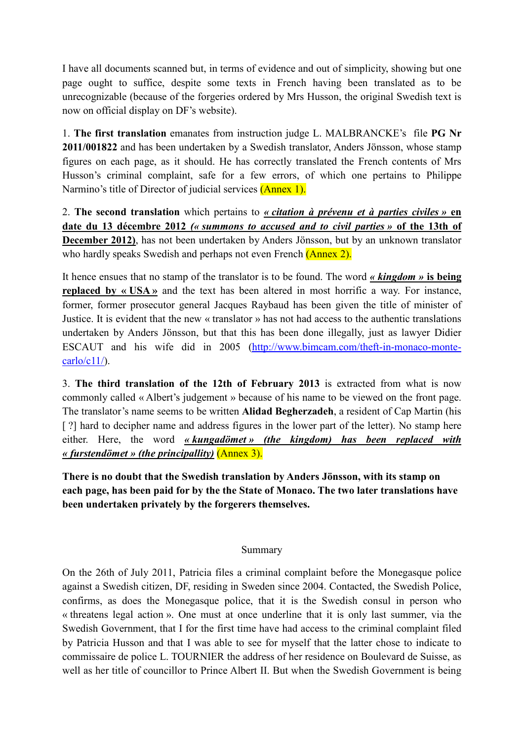I have all documents scanned but, in terms of evidence and out of simplicity, showing but one page ought to suffice, despite some texts in French having been translated as to be unrecognizable (because of the forgeries ordered by Mrs Husson, the original Swedish text is now on official display on DF's website).

1. **The first translation** emanates from instruction judge L. MALBRANCKE's file **PG Nr 2011/001822** and has been undertaken by a Swedish translator, Anders Jönsson, whose stamp figures on each page, as it should. He has correctly translated the French contents of Mrs Husson's criminal complaint, safe for a few errors, of which one pertains to Philippe Narmino's title of Director of judicial services (Annex 1).

2. **The second translation** which pertains to ***« citation à prévenu et à parties civiles »* en date du 13 décembre 2012 *(« summons to accused and to civil parties »* of the 13th of December 2012)**, has not been undertaken by Anders Jönsson, but by an unknown translator who hardly speaks Swedish and perhaps not even French (Annex 2).

It hence ensues that no stamp of the translator is to be found. The word ***« kingdom »* is being replaced by « USA »** and the text has been altered in most horrific a way. For instance, former, former prosecutor general Jacques Raybaud has been given the title of minister of Justice. It is evident that the new « translator » has not had access to the authentic translations undertaken by Anders Jönsson, but that this has been done illegally, just as lawyer Didier ESCAUT and his wife did in 2005 (http://www.bimcam.com/theft-in-monaco-monte-carlo/c11/).

3. **The third translation of the 12th of February 2013** is extracted from what is now commonly called « Albert's judgement » because of his name to be viewed on the front page. The translator's name seems to be written **Alidad Begherzadeh**, a resident of Cap Martin (his [ ?] hard to decipher name and address figures in the lower part of the letter). No stamp here either. Here, the word ***« kungadömet » (the kingdom) has been replaced with « furstendömet » (the principallity)*** (Annex 3).

**There is no doubt that the Swedish translation by Anders Jönsson, with its stamp on each page, has been paid for by the the State of Monaco. The two later translations have been undertaken privately by the forgerers themselves.**

## Summary

On the 26th of July 2011, Patricia files a criminal complaint before the Monegasque police against a Swedish citizen, DF, residing in Sweden since 2004. Contacted, the Swedish Police, confirms, as does the Monegasque police, that it is the Swedish consul in person who « threatens legal action ». One must at once underline that it is only last summer, via the Swedish Government, that I for the first time have had access to the criminal complaint filed by Patricia Husson and that I was able to see for myself that the latter chose to indicate to commissaire de police L. TOURNIER the address of her residence on Boulevard de Suisse, as well as her title of councillor to Prince Albert II. But when the Swedish Government is being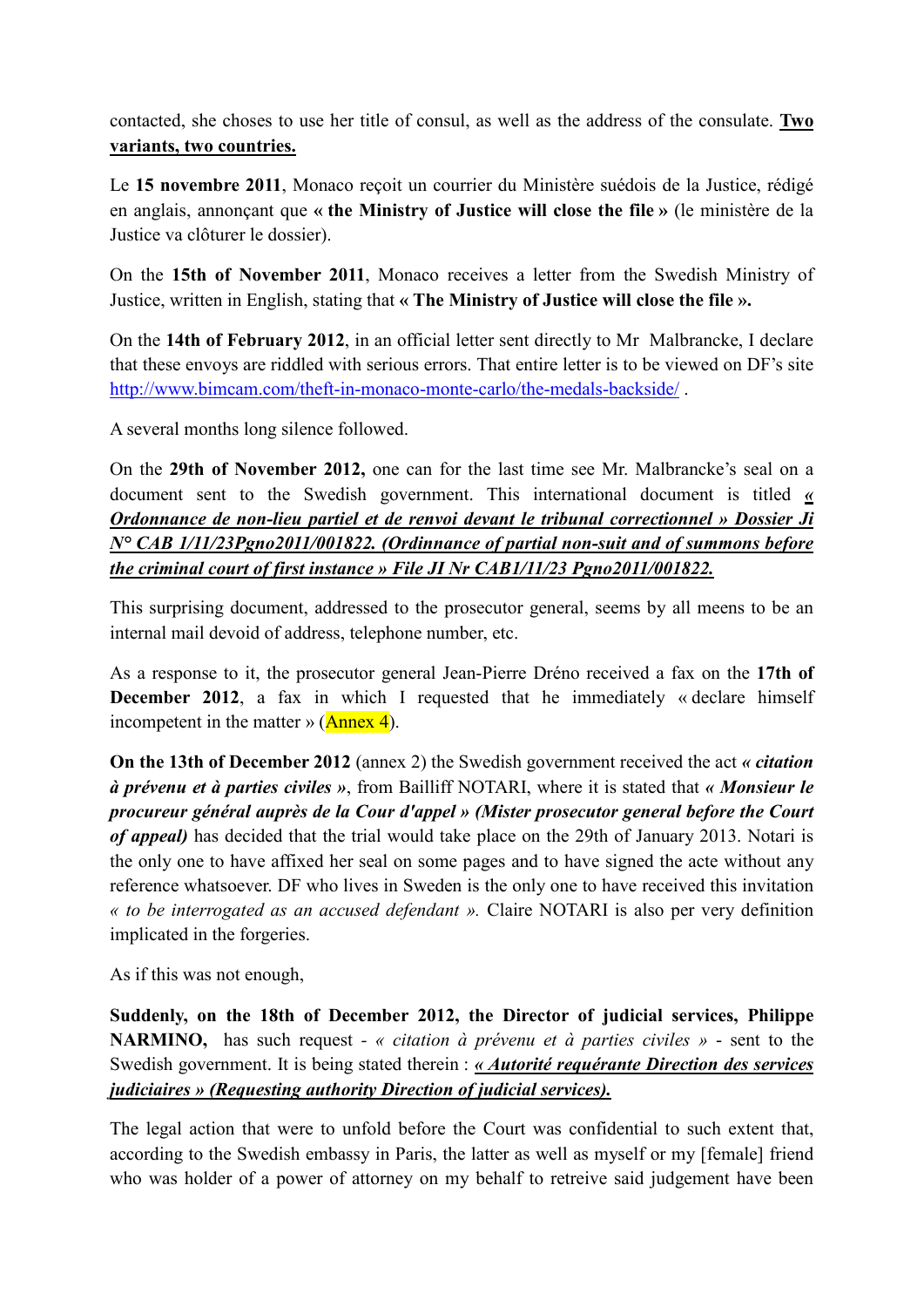contacted, she choses to use her title of consul, as well as the address of the consulate. **<u>Two variants, two countries.</u>**

Le **15 novembre 2011**, Monaco reçoit un courrier du Ministère suédois de la Justice, rédigé en anglais, annonçant que **« the Ministry of Justice will close the file »** (le ministère de la Justice va clôturer le dossier).

On the **15th of November 2011**, Monaco receives a letter from the Swedish Ministry of Justice, written in English, stating that **« The Ministry of Justice will close the file ».**

On the **14th of February 2012**, in an official letter sent directly to Mr Malbrancke, I declare that these envoys are riddled with serious errors. That entire letter is to be viewed on DF's site http://www.bimcam.com/theft-in-monaco-monte-carlo/the-medals-backside/ .

A several months long silence followed.

On the **29th of November 2012,** one can for the last time see Mr. Malbrancke's seal on a document sent to the Swedish government. This international document is titled ***<u>« Ordonnance de non-lieu partiel et de renvoi devant le tribunal correctionnel » Dossier Ji N° CAB 1/11/23Pgno2011/001822. (Ordinnance of partial non-suit and of summons before the criminal court of first instance » File JI Nr CAB1/11/23 Pgno2011/001822.</u>***

This surprising document, addressed to the prosecutor general, seems by all meens to be an internal mail devoid of address, telephone number, etc.

As a response to it, the prosecutor general Jean-Pierre Dréno received a fax on the **17th of December 2012**, a fax in which I requested that he immediately « declare himself incompetent in the matter » (Annex 4).

**On the 13th of December 2012** (annex 2) the Swedish government received the act ***« citation à prévenu et à parties civiles »***, from Bailliff NOTARI, where it is stated that ***« Monsieur le procureur général auprès de la Cour d'appel » (Mister prosecutor general before the Court of appeal)*** has decided that the trial would take place on the 29th of January 2013. Notari is the only one to have affixed her seal on some pages and to have signed the acte without any reference whatsoever. DF who lives in Sweden is the only one to have received this invitation *« to be interrogated as an accused defendant ».* Claire NOTARI is also per very definition implicated in the forgeries.

As if this was not enough,

**Suddenly, on the 18th of December 2012, the Director of judicial services, Philippe NARMINO,** has such request - *« citation à prévenu et à parties civiles »* - sent to the Swedish government. It is being stated therein : ***<u>« Autorité requérante Direction des services judiciaires » (Requesting authority Direction of judicial services).</u>***

The legal action that were to unfold before the Court was confidential to such extent that, according to the Swedish embassy in Paris, the latter as well as myself or my [female] friend who was holder of a power of attorney on my behalf to retreive said judgement have been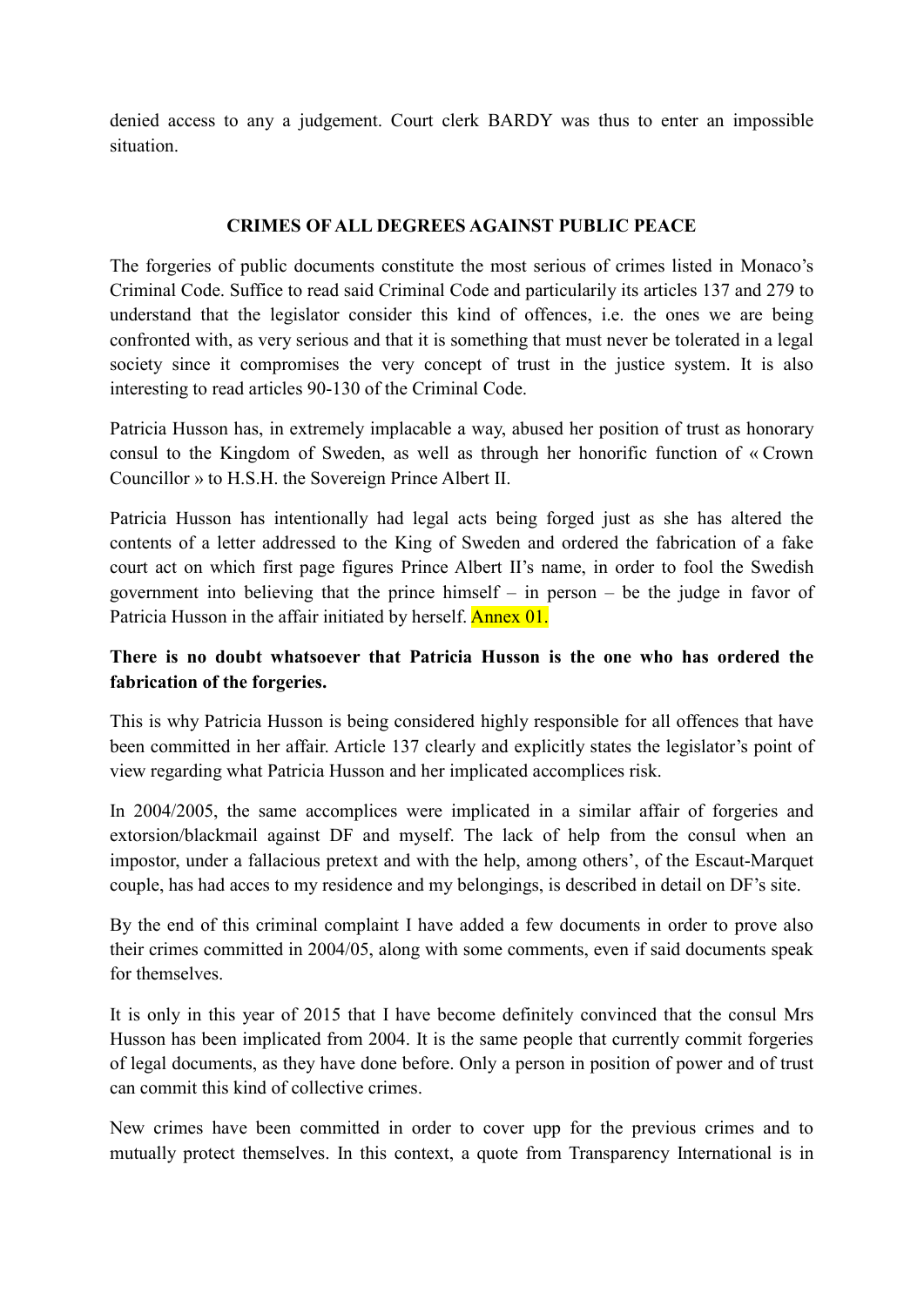denied access to any a judgement. Court clerk BARDY was thus to enter an impossible situation.

## CRIMES OF ALL DEGREES AGAINST PUBLIC PEACE

The forgeries of public documents constitute the most serious of crimes listed in Monaco's Criminal Code. Suffice to read said Criminal Code and particularily its articles 137 and 279 to understand that the legislator consider this kind of offences, i.e. the ones we are being confronted with, as very serious and that it is something that must never be tolerated in a legal society since it compromises the very concept of trust in the justice system. It is also interesting to read articles 90-130 of the Criminal Code.

Patricia Husson has, in extremely implacable a way, abused her position of trust as honorary consul to the Kingdom of Sweden, as well as through her honorific function of « Crown Councillor » to H.S.H. the Sovereign Prince Albert II.

Patricia Husson has intentionally had legal acts being forged just as she has altered the contents of a letter addressed to the King of Sweden and ordered the fabrication of a fake court act on which first page figures Prince Albert II's name, in order to fool the Swedish government into believing that the prince himself – in person – be the judge in favor of Patricia Husson in the affair initiated by herself. Annex 01.

**There is no doubt whatsoever that Patricia Husson is the one who has ordered the fabrication of the forgeries.**

This is why Patricia Husson is being considered highly responsible for all offences that have been committed in her affair. Article 137 clearly and explicitly states the legislator's point of view regarding what Patricia Husson and her implicated accomplices risk.

In 2004/2005, the same accomplices were implicated in a similar affair of forgeries and extorsion/blackmail against DF and myself. The lack of help from the consul when an impostor, under a fallacious pretext and with the help, among others', of the Escaut-Marquet couple, has had acces to my residence and my belongings, is described in detail on DF's site.

By the end of this criminal complaint I have added a few documents in order to prove also their crimes committed in 2004/05, along with some comments, even if said documents speak for themselves.

It is only in this year of 2015 that I have become definitely convinced that the consul Mrs Husson has been implicated from 2004. It is the same people that currently commit forgeries of legal documents, as they have done before. Only a person in position of power and of trust can commit this kind of collective crimes.

New crimes have been committed in order to cover upp for the previous crimes and to mutually protect themselves. In this context, a quote from Transparency International is in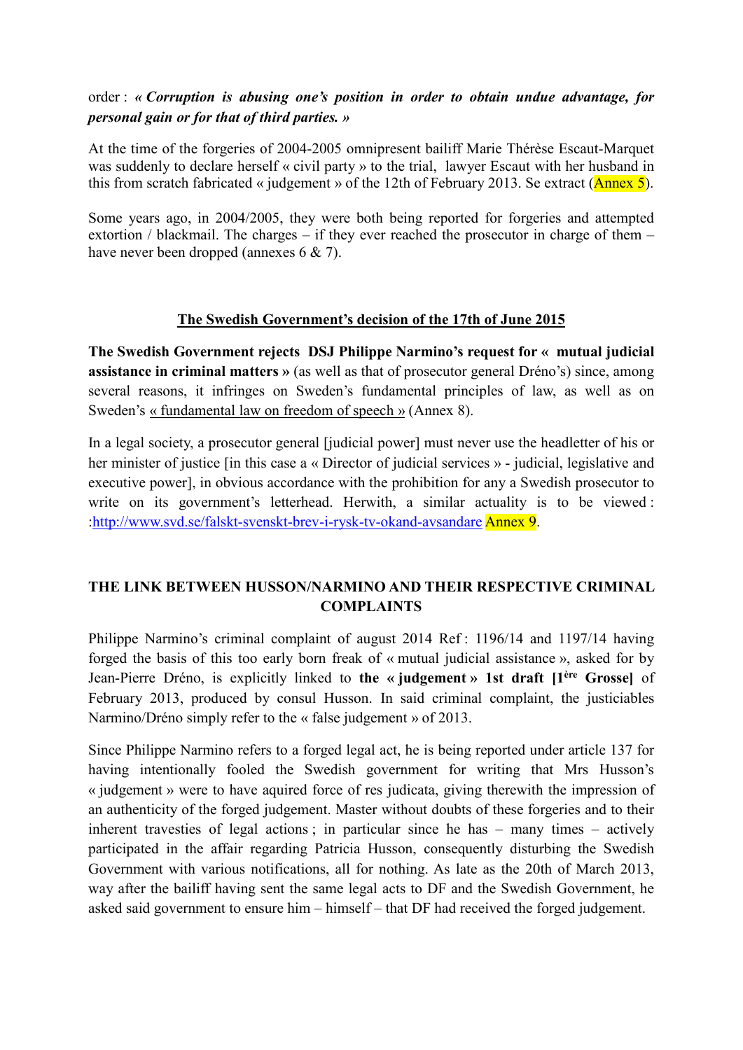order : ***« Corruption is abusing one's position in order to obtain undue advantage, for personal gain or for that of third parties. »***

At the time of the forgeries of 2004-2005 omnipresent bailiff Marie Thérèse Escaut-Marquet was suddenly to declare herself « civil party » to the trial, lawyer Escaut with her husband in this from scratch fabricated « judgement » of the 12th of February 2013. Se extract (Annex 5).

Some years ago, in 2004/2005, they were both being reported for forgeries and attempted extortion / blackmail. The charges – if they ever reached the prosecutor in charge of them – have never been dropped (annexes 6 & 7).

## The Swedish Government's decision of the 17th of June 2015

**The Swedish Government rejects DSJ Philippe Narmino's request for « mutual judicial assistance in criminal matters »** (as well as that of prosecutor general Dréno's) since, among several reasons, it infringes on Sweden's fundamental principles of law, as well as on Sweden's « fundamental law on freedom of speech » (Annex 8).

In a legal society, a prosecutor general [judicial power] must never use the headletter of his or her minister of justice [in this case a « Director of judicial services » - judicial, legislative and executive power], in obvious accordance with the prohibition for any a Swedish prosecutor to write on its government's letterhead. Herwith, a similar actuality is to be viewed : :http://www.svd.se/falskt-svenskt-brev-i-rysk-tv-okand-avsandare Annex 9.

## THE LINK BETWEEN HUSSON/NARMINO AND THEIR RESPECTIVE CRIMINAL COMPLAINTS

Philippe Narmino's criminal complaint of august 2014 Ref : 1196/14 and 1197/14 having forged the basis of this too early born freak of « mutual judicial assistance », asked for by Jean-Pierre Dréno, is explicitly linked to **the « judgement » 1st draft [1ère Grosse]** of February 2013, produced by consul Husson. In said criminal complaint, the justiciables Narmino/Dréno simply refer to the « false judgement » of 2013.

Since Philippe Narmino refers to a forged legal act, he is being reported under article 137 for having intentionally fooled the Swedish government for writing that Mrs Husson's « judgement » were to have aquired force of res judicata, giving therewith the impression of an authenticity of the forged judgement. Master without doubts of these forgeries and to their inherent travesties of legal actions ; in particular since he has – many times – actively participated in the affair regarding Patricia Husson, consequently disturbing the Swedish Government with various notifications, all for nothing. As late as the 20th of March 2013, way after the bailiff having sent the same legal acts to DF and the Swedish Government, he asked said government to ensure him – himself – that DF had received the forged judgement.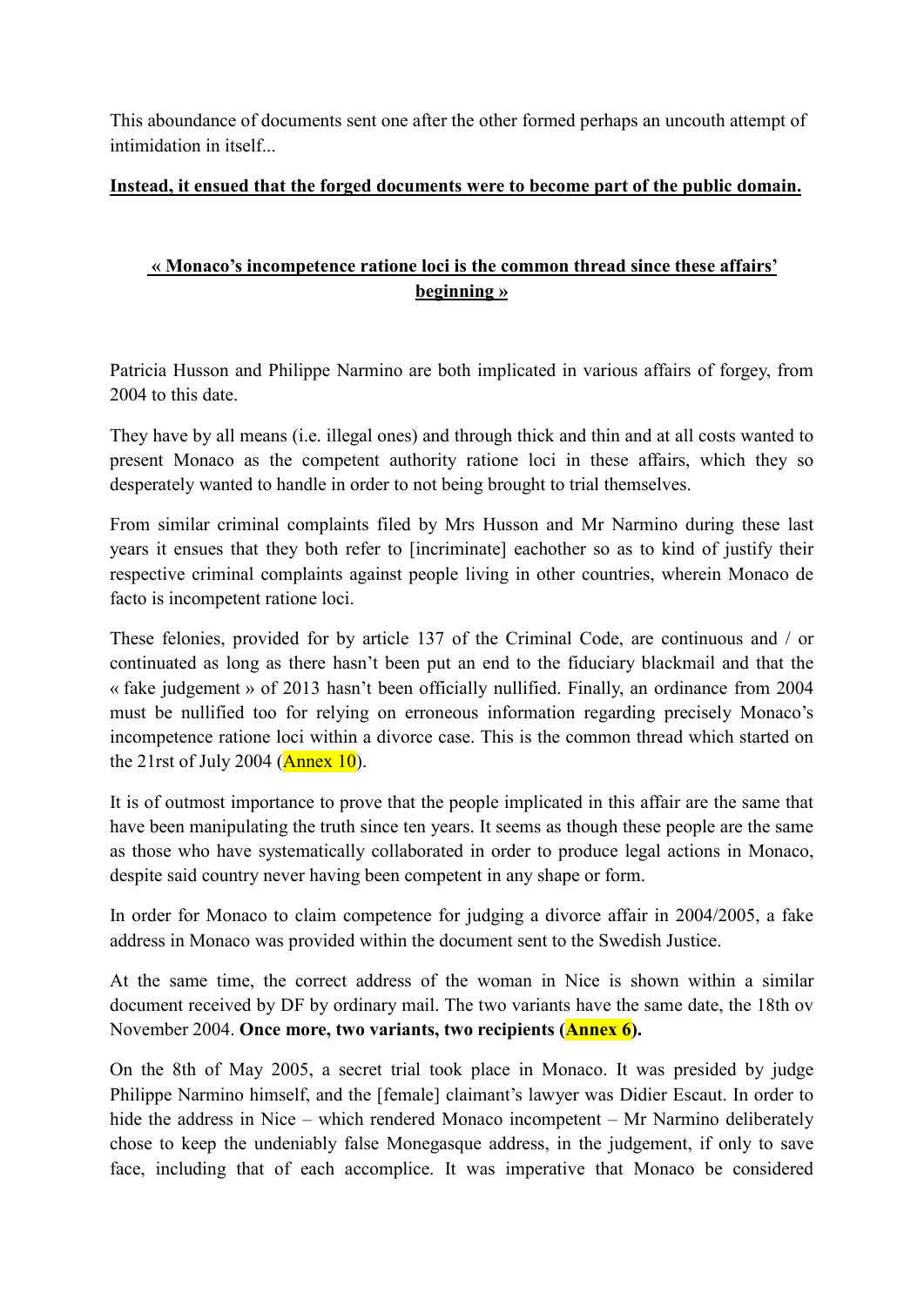This aboundance of documents sent one after the other formed perhaps an uncouth attempt of intimidation in itself...

**Instead, it ensued that the forged documents were to become part of the public domain.**

**« Monaco's incompetence ratione loci is the common thread since these affairs' beginning »**

Patricia Husson and Philippe Narmino are both implicated in various affairs of forgey, from 2004 to this date.

They have by all means (i.e. illegal ones) and through thick and thin and at all costs wanted to present Monaco as the competent authority ratione loci in these affairs, which they so desperately wanted to handle in order to not being brought to trial themselves.

From similar criminal complaints filed by Mrs Husson and Mr Narmino during these last years it ensues that they both refer to [incriminate] eachother so as to kind of justify their respective criminal complaints against people living in other countries, wherein Monaco de facto is incompetent ratione loci.

These felonies, provided for by article 137 of the Criminal Code, are continuous and / or continuated as long as there hasn't been put an end to the fiduciary blackmail and that the « fake judgement » of 2013 hasn't been officially nullified. Finally, an ordinance from 2004 must be nullified too for relying on erroneous information regarding precisely Monaco's incompetence ratione loci within a divorce case. This is the common thread which started on the 21rst of July 2004 (Annex 10).

It is of outmost importance to prove that the people implicated in this affair are the same that have been manipulating the truth since ten years. It seems as though these people are the same as those who have systematically collaborated in order to produce legal actions in Monaco, despite said country never having been competent in any shape or form.

In order for Monaco to claim competence for judging a divorce affair in 2004/2005, a fake address in Monaco was provided within the document sent to the Swedish Justice.

At the same time, the correct address of the woman in Nice is shown within a similar document received by DF by ordinary mail. The two variants have the same date, the 18th ov November 2004. **Once more, two variants, two recipients (Annex 6).**

On the 8th of May 2005, a secret trial took place in Monaco. It was presided by judge Philippe Narmino himself, and the [female] claimant's lawyer was Didier Escaut. In order to hide the address in Nice – which rendered Monaco incompetent – Mr Narmino deliberately chose to keep the undeniably false Monegasque address, in the judgement, if only to save face, including that of each accomplice. It was imperative that Monaco be considered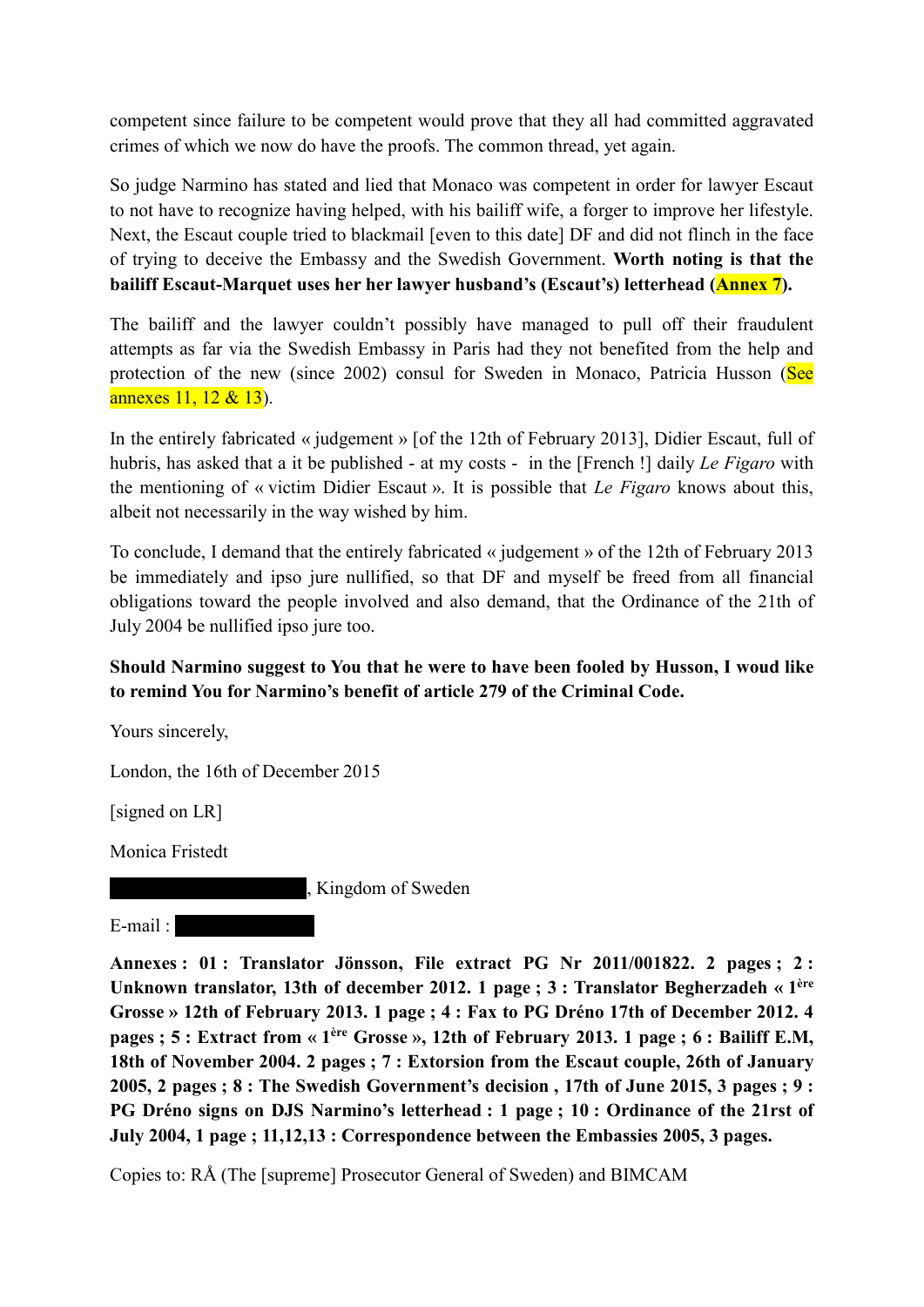competent since failure to be competent would prove that they all had committed aggravated crimes of which we now do have the proofs. The common thread, yet again.

So judge Narmino has stated and lied that Monaco was competent in order for lawyer Escaut to not have to recognize having helped, with his bailiff wife, a forger to improve her lifestyle. Next, the Escaut couple tried to blackmail [even to this date] DF and did not flinch in the face of trying to deceive the Embassy and the Swedish Government. **Worth noting is that the bailiff Escaut-Marquet uses her her lawyer husband's (Escaut's) letterhead (Annex 7).**

The bailiff and the lawyer couldn't possibly have managed to pull off their fraudulent attempts as far via the Swedish Embassy in Paris had they not benefited from the help and protection of the new (since 2002) consul for Sweden in Monaco, Patricia Husson (See annexes 11, 12 & 13).

In the entirely fabricated « judgement » [of the 12th of February 2013], Didier Escaut, full of hubris, has asked that a it be published - at my costs - in the [French !] daily *Le Figaro* with the mentioning of « victim Didier Escaut ». It is possible that *Le Figaro* knows about this, albeit not necessarily in the way wished by him.

To conclude, I demand that the entirely fabricated « judgement » of the 12th of February 2013 be immediately and ipso jure nullified, so that DF and myself be freed from all financial obligations toward the people involved and also demand, that the Ordinance of the 21th of July 2004 be nullified ipso jure too.

**Should Narmino suggest to You that he were to have been fooled by Husson, I woud like to remind You for Narmino's benefit of article 279 of the Criminal Code.**

Yours sincerely,

London, the 16th of December 2015

[signed on LR]

Monica Fristedt

███████████, Kingdom of Sweden

E-mail : ███████

**Annexes : 01 : Translator Jönsson, File extract PG Nr 2011/001822. 2 pages ; 2 : Unknown translator, 13th of december 2012. 1 page ; 3 : Translator Begherzadeh « 1ère Grosse » 12th of February 2013. 1 page ; 4 : Fax to PG Dréno 17th of December 2012. 4 pages ; 5 : Extract from « 1ère Grosse », 12th of February 2013. 1 page ; 6 : Bailiff E.M, 18th of November 2004. 2 pages ; 7 : Extorsion from the Escaut couple, 26th of January 2005, 2 pages ; 8 : The Swedish Government's decision , 17th of June 2015, 3 pages ; 9 : PG Dréno signs on DJS Narmino's letterhead : 1 page ; 10 : Ordinance of the 21rst of July 2004, 1 page ; 11,12,13 : Correspondence between the Embassies 2005, 3 pages.**

Copies to: RÅ (The [supreme] Prosecutor General of Sweden) and BIMCAM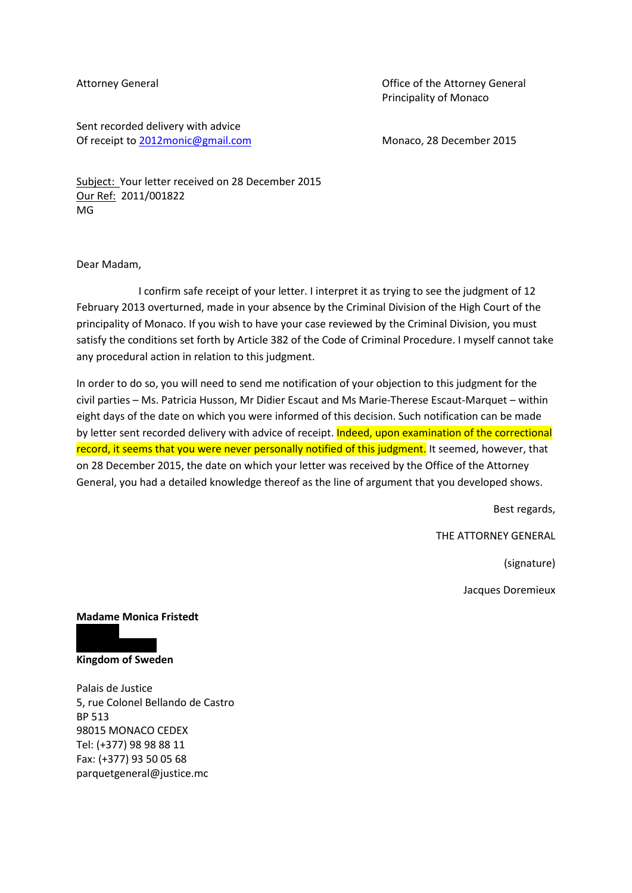Attorney General

Office of the Attorney General
Principality of Monaco

Sent recorded delivery with advice
Of receipt to 2012monic@gmail.com

Monaco, 28 December 2015

Subject: Your letter received on 28 December 2015
Our Ref: 2011/001822
MG

Dear Madam,

I confirm safe receipt of your letter. I interpret it as trying to see the judgment of 12 February 2013 overturned, made in your absence by the Criminal Division of the High Court of the principality of Monaco. If you wish to have your case reviewed by the Criminal Division, you must satisfy the conditions set forth by Article 382 of the Code of Criminal Procedure. I myself cannot take any procedural action in relation to this judgment.

In order to do so, you will need to send me notification of your objection to this judgment for the civil parties – Ms. Patricia Husson, Mr Didier Escaut and Ms Marie-Therese Escaut-Marquet – within eight days of the date on which you were informed of this decision. Such notification can be made by letter sent recorded delivery with advice of receipt. Indeed, upon examination of the correctional record, it seems that you were never personally notified of this judgment. It seemed, however, that on 28 December 2015, the date on which your letter was received by the Office of the Attorney General, you had a detailed knowledge thereof as the line of argument that you developed shows.

Best regards,

THE ATTORNEY GENERAL

(signature)

Jacques Doremieux

**Madame Monica Fristedt**

**Kingdom of Sweden**

Palais de Justice
5, rue Colonel Bellando de Castro
BP 513
98015 MONACO CEDEX
Tel: (+377) 98 98 88 11
Fax: (+377) 93 50 05 68
parquetgeneral@justice.mc